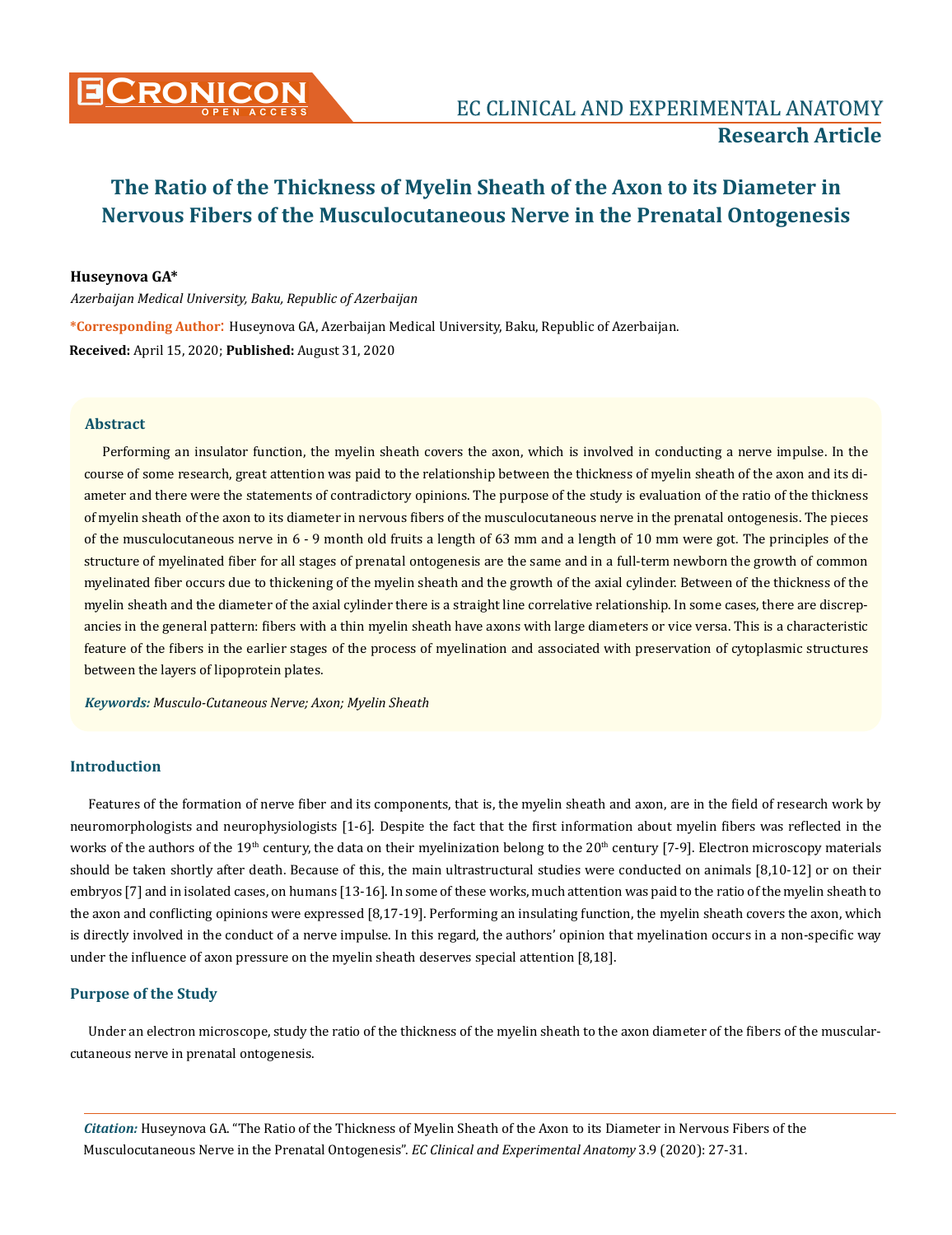# The Ratio of the Thickness of Myelin Sheath of the Axon to its Diameter in Nervous Fibers of the Musculocutaneous Nerve in the Prenatal Ontogenesis

**Huseynova GA***

*Azerbaijan Medical University, Baku, Republic of Azerbaijan*

***Corresponding Author**: Huseynova GA, Azerbaijan Medical University, Baku, Republic of Azerbaijan.

**Received:** April 15, 2020; **Published:** August 31, 2020

## Abstract

Performing an insulator function, the myelin sheath covers the axon, which is involved in conducting a nerve impulse. In the course of some research, great attention was paid to the relationship between the thickness of myelin sheath of the axon and its diameter and there were the statements of contradictory opinions. The purpose of the study is evaluation of the ratio of the thickness of myelin sheath of the axon to its diameter in nervous fibers of the musculocutaneous nerve in the prenatal ontogenesis. The pieces of the musculocutaneous nerve in 6 - 9 month old fruits a length of 63 mm and a length of 10 mm were got. The principles of the structure of myelinated fiber for all stages of prenatal ontogenesis are the same and in a full-term newborn the growth of common myelinated fiber occurs due to thickening of the myelin sheath and the growth of the axial cylinder. Between of the thickness of the myelin sheath and the diameter of the axial cylinder there is a straight line correlative relationship. In some cases, there are discrepancies in the general pattern: fibers with a thin myelin sheath have axons with large diameters or vice versa. This is a characteristic feature of the fibers in the earlier stages of the process of myelination and associated with preservation of cytoplasmic structures between the layers of lipoprotein plates.

***Keywords:*** *Musculo-Cutaneous Nerve; Axon; Myelin Sheath*

## Introduction

Features of the formation of nerve fiber and its components, that is, the myelin sheath and axon, are in the field of research work by neuromorphologists and neurophysiologists [1-6]. Despite the fact that the first information about myelin fibers was reflected in the works of the authors of the 19th century, the data on their myelinization belong to the 20th century [7-9]. Electron microscopy materials should be taken shortly after death. Because of this, the main ultrastructural studies were conducted on animals [8,10-12] or on their embryos [7] and in isolated cases, on humans [13-16]. In some of these works, much attention was paid to the ratio of the myelin sheath to the axon and conflicting opinions were expressed [8,17-19]. Performing an insulating function, the myelin sheath covers the axon, which is directly involved in the conduct of a nerve impulse. In this regard, the authors' opinion that myelination occurs in a non-specific way under the influence of axon pressure on the myelin sheath deserves special attention [8,18].

## Purpose of the Study

Under an electron microscope, study the ratio of the thickness of the myelin sheath to the axon diameter of the fibers of the muscular-cutaneous nerve in prenatal ontogenesis.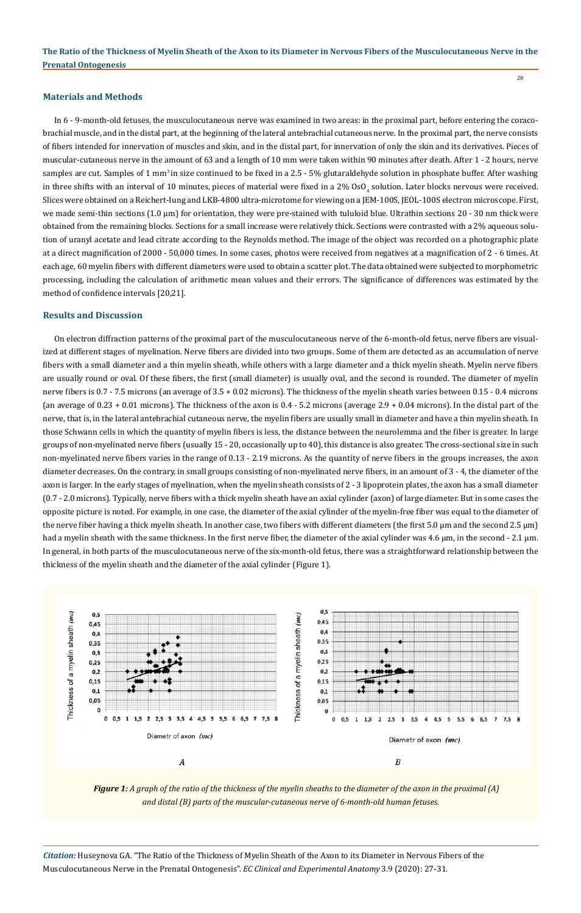## Materials and Methods

In 6 - 9-month-old fetuses, the musculocutaneous nerve was examined in two areas: in the proximal part, before entering the coraco-brachial muscle, and in the distal part, at the beginning of the lateral antebrachial cutaneous nerve. In the proximal part, the nerve consists of fibers intended for innervation of muscles and skin, and in the distal part, for innervation of only the skin and its derivatives. Pieces of muscular-cutaneous nerve in the amount of 63 and a length of 10 mm were taken within 90 minutes after death. After 1 - 2 hours, nerve samples are cut. Samples of 1 $mm^3$ in size continued to be fixed in a 2.5 - 5% glutaraldehyde solution in phosphate buffer. After washing in three shifts with an interval of 10 minutes, pieces of material were fixed in a 2% $OsO_4$ solution. Later blocks nervous were received. Slices were obtained on a Reichert-Iung and LKB-4800 ultra-microtome for viewing on a JEM-100S, JEOL-100S electron microscope. First, we made semi-thin sections (1.0 µm) for orientation, they were pre-stained with tululoid blue. Ultrathin sections 20 - 30 nm thick were obtained from the remaining blocks. Sections for a small increase were relatively thick. Sections were contrasted with a 2% aqueous solution of uranyl acetate and lead citrate according to the Reynolds method. The image of the object was recorded on a photographic plate at a direct magnification of 2000 - 50,000 times. In some cases, photos were received from negatives at a magnification of 2 - 6 times. At each age, 60 myelin fibers with different diameters were used to obtain a scatter plot. The data obtained were subjected to morphometric processing, including the calculation of arithmetic mean values and their errors. The significance of differences was estimated by the method of confidence intervals [20,21].

## Results and Discussion

On electron diffraction patterns of the proximal part of the musculocutaneous nerve of the 6-month-old fetus, nerve fibers are visualized at different stages of myelination. Nerve fibers are divided into two groups. Some of them are detected as an accumulation of nerve fibers with a small diameter and a thin myelin sheath, while others with a large diameter and a thick myelin sheath. Myelin nerve fibers are usually round or oval. Of these fibers, the first (small diameter) is usually oval, and the second is rounded. The diameter of myelin nerve fibers is 0.7 - 7.5 microns (an average of 3.5 + 0.02 microns). The thickness of the myelin sheath varies between 0.15 - 0.4 microns (an average of 0.23 + 0.01 microns). The thickness of the axon is 0.4 - 5.2 microns (average 2.9 + 0.04 microns). In the distal part of the nerve, that is, in the lateral antebrachial cutaneous nerve, the myelin fibers are usually small in diameter and have a thin myelin sheath. In those Schwann cells in which the quantity of myelin fibers is less, the distance between the neurolemma and the fiber is greater. In large groups of non-myelinated nerve fibers (usually 15 - 20, occasionally up to 40), this distance is also greater. The cross-sectional size in such non-myelinated nerve fibers varies in the range of 0.13 - 2.19 microns. As the quantity of nerve fibers in the groups increases, the axon diameter decreases. On the contrary, in small groups consisting of non-myelinated nerve fibers, in an amount of 3 - 4, the diameter of the axon is larger. In the early stages of myelination, when the myelin sheath consists of 2 - 3 lipoprotein plates, the axon has a small diameter (0.7 - 2.0 microns). Typically, nerve fibers with a thick myelin sheath have an axial cylinder (axon) of large diameter. But in some cases the opposite picture is noted. For example, in one case, the diameter of the axial cylinder of the myelin-free fiber was equal to the diameter of the nerve fiber having a thick myelin sheath. In another case, two fibers with different diameters (the first 5.0 µm and the second 2.5 µm) had a myelin sheath with the same thickness. In the first nerve fiber, the diameter of the axial cylinder was 4.6 µm, in the second - 2.1 µm. In general, in both parts of the musculocutaneous nerve of the six-month-old fetus, there was a straightforward relationship between the thickness of the myelin sheath and the diameter of the axial cylinder (Figure 1).

***Figure 1:*** *A graph of the ratio of the thickness of the myelin sheaths to the diameter of the axon in the proximal (A) and distal (B) parts of the muscular-cutaneous nerve of 6-month-old human fetuses.*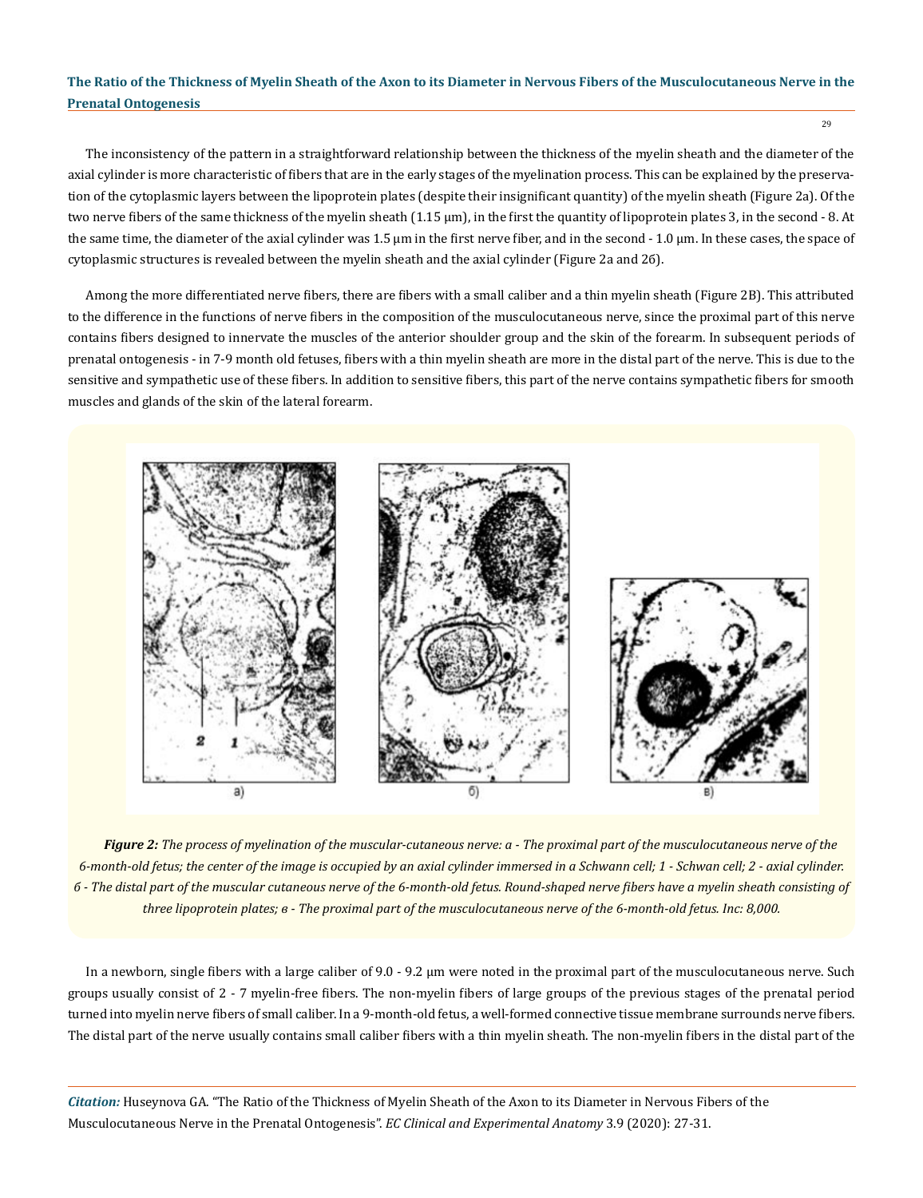The inconsistency of the pattern in a straightforward relationship between the thickness of the myelin sheath and the diameter of the axial cylinder is more characteristic of fibers that are in the early stages of the myelination process. This can be explained by the preservation of the cytoplasmic layers between the lipoprotein plates (despite their insignificant quantity) of the myelin sheath (Figure 2a). Of the two nerve fibers of the same thickness of the myelin sheath (1.15 μm), in the first the quantity of lipoprotein plates 3, in the second - 8. At the same time, the diameter of the axial cylinder was 1.5 μm in the first nerve fiber, and in the second - 1.0 μm. In these cases, the space of cytoplasmic structures is revealed between the myelin sheath and the axial cylinder (Figure 2a and 2б).

Among the more differentiated nerve fibers, there are fibers with a small caliber and a thin myelin sheath (Figure 2B). This attributed to the difference in the functions of nerve fibers in the composition of the musculocutaneous nerve, since the proximal part of this nerve contains fibers designed to innervate the muscles of the anterior shoulder group and the skin of the forearm. In subsequent periods of prenatal ontogenesis - in 7-9 month old fetuses, fibers with a thin myelin sheath are more in the distal part of the nerve. This is due to the sensitive and sympathetic use of these fibers. In addition to sensitive fibers, this part of the nerve contains sympathetic fibers for smooth muscles and glands of the skin of the lateral forearm.

***Figure 2:*** *The process of myelination of the muscular-cutaneous nerve: a - The proximal part of the musculocutaneous nerve of the 6-month-old fetus; the center of the image is occupied by an axial cylinder immersed in a Schwann cell; 1 - Schwan cell; 2 - axial cylinder. б - The distal part of the muscular cutaneous nerve of the 6-month-old fetus. Round-shaped nerve fibers have a myelin sheath consisting of three lipoprotein plates; в - The proximal part of the musculocutaneous nerve of the 6-month-old fetus. Inc: 8,000.*

In a newborn, single fibers with a large caliber of 9.0 - 9.2 μm were noted in the proximal part of the musculocutaneous nerve. Such groups usually consist of 2 - 7 myelin-free fibers. The non-myelin fibers of large groups of the previous stages of the prenatal period turned into myelin nerve fibers of small caliber. In a 9-month-old fetus, a well-formed connective tissue membrane surrounds nerve fibers. The distal part of the nerve usually contains small caliber fibers with a thin myelin sheath. The non-myelin fibers in the distal part of the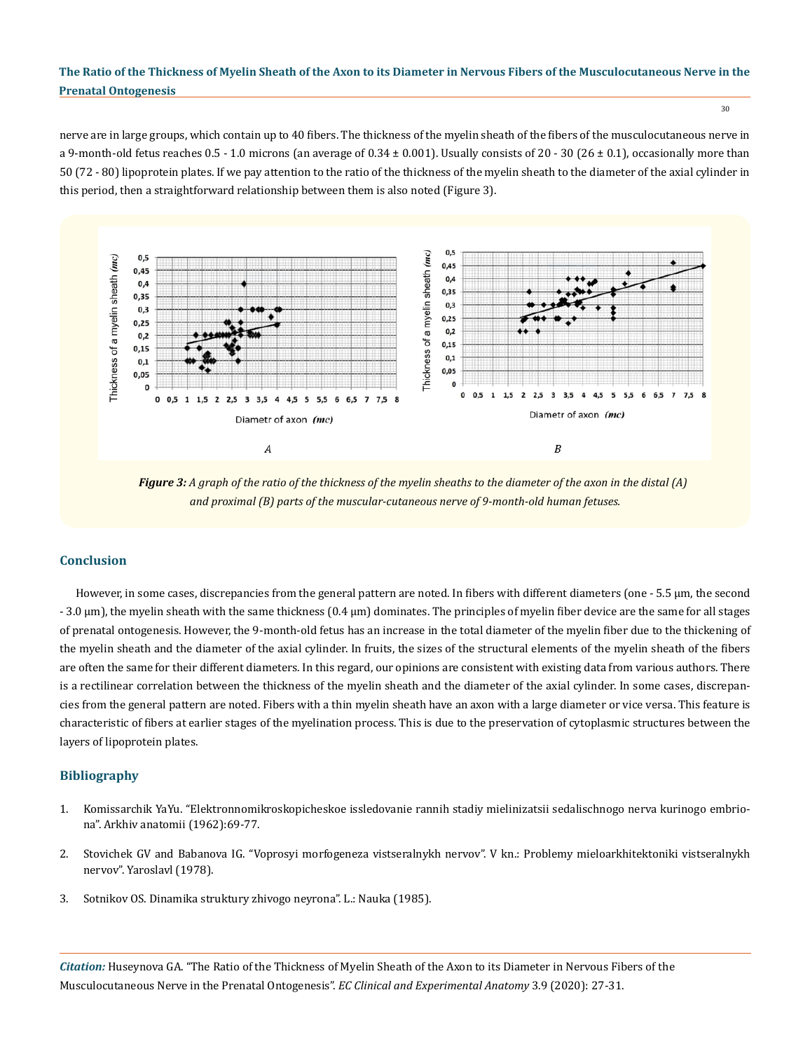nerve are in large groups, which contain up to 40 fibers. The thickness of the myelin sheath of the fibers of the musculocutaneous nerve in a 9-month-old fetus reaches 0.5 - 1.0 microns (an average of 0.34 ± 0.001). Usually consists of 20 - 30 (26 ± 0.1), occasionally more than 50 (72 - 80) lipoprotein plates. If we pay attention to the ratio of the thickness of the myelin sheath to the diameter of the axial cylinder in this period, then a straightforward relationship between them is also noted (Figure 3).

***Figure 3:*** *A graph of the ratio of the thickness of the myelin sheaths to the diameter of the axon in the distal (A) and proximal (B) parts of the muscular-cutaneous nerve of 9-month-old human fetuses.*

## Conclusion

However, in some cases, discrepancies from the general pattern are noted. In fibers with different diameters (one - 5.5 μm, the second - 3.0 μm), the myelin sheath with the same thickness (0.4 μm) dominates. The principles of myelin fiber device are the same for all stages of prenatal ontogenesis. However, the 9-month-old fetus has an increase in the total diameter of the myelin fiber due to the thickening of the myelin sheath and the diameter of the axial cylinder. In fruits, the sizes of the structural elements of the myelin sheath of the fibers are often the same for their different diameters. In this regard, our opinions are consistent with existing data from various authors. There is a rectilinear correlation between the thickness of the myelin sheath and the diameter of the axial cylinder. In some cases, discrepancies from the general pattern are noted. Fibers with a thin myelin sheath have an axon with a large diameter or vice versa. This feature is characteristic of fibers at earlier stages of the myelination process. This is due to the preservation of cytoplasmic structures between the layers of lipoprotein plates.

## Bibliography

1. Komissarchik YaYu. "Elektronnomikroskopicheskoe issledovanie rannih stadiy mielinizatsii sedalischnogo nerva kurinogo embriona". Arkhiv anatomii (1962):69-77.
2. Stovichek GV and Babanova IG. "Voprosyi morfogeneza vistseralnykh nervov". V kn.: Problemy mieloarkhitektoniki vistseralnykh nervov". Yaroslavl (1978).
3. Sotnikov OS. Dinamika struktury zhivogo neyrona". L.: Nauka (1985).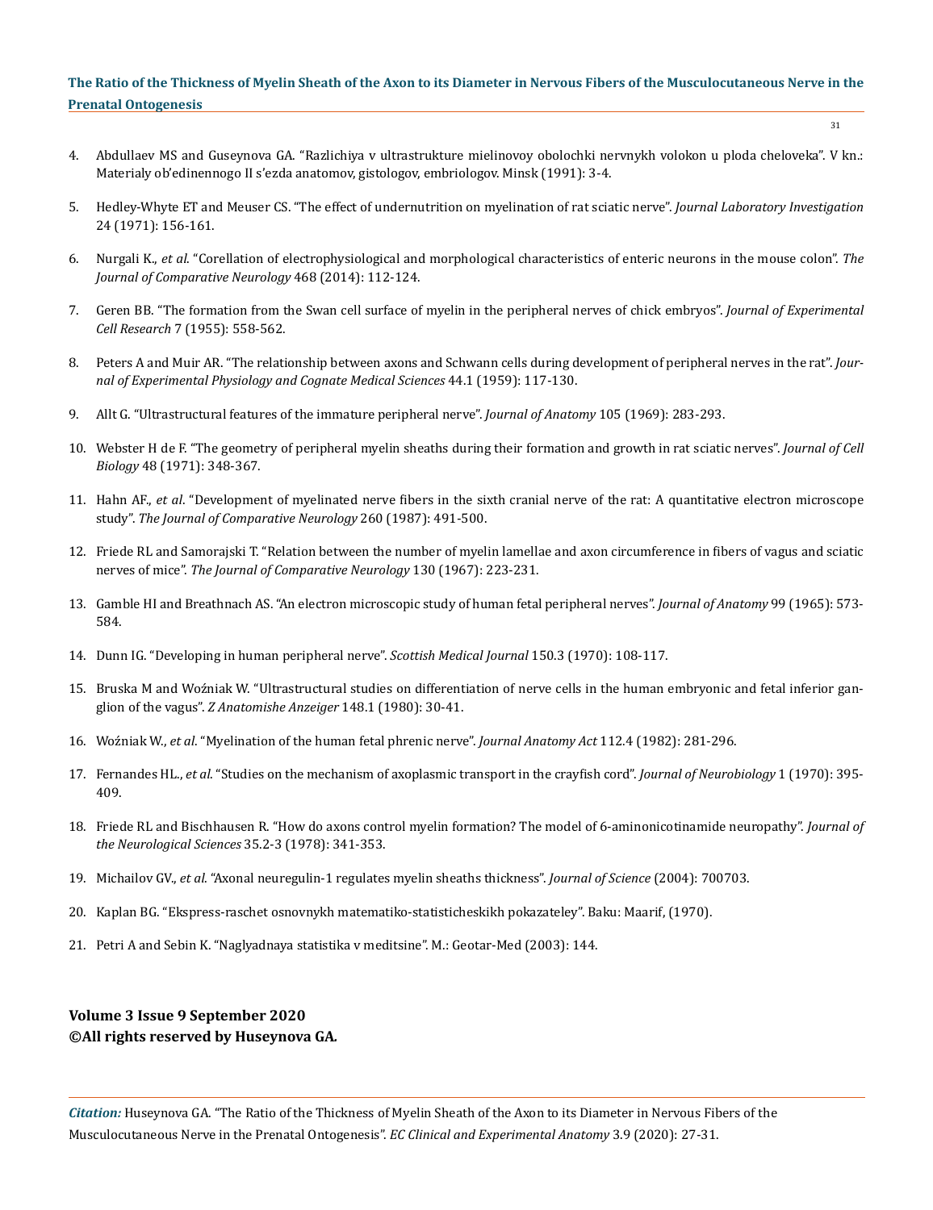4. Abdullaev MS and Guseynova GA. "Razlichiya v ultrastrukture mielinovoy obolochki nervnykh volokon u ploda cheloveka". V kn.: Materialy ob'edinennogo II s'ezda anatomov, gistologov, embriologov. Minsk (1991): 3-4.

5. Hedley-Whyte ET and Meuser CS. "The effect of undernutrition on myelination of rat sciatic nerve". *Journal Laboratory Investigation* 24 (1971): 156-161.

6. Nurgali K., *et al*. "Corellation of electrophysiological and morphological characteristics of enteric neurons in the mouse colon". *The Journal of Comparative Neurology* 468 (2014): 112-124.

7. Geren BB. "The formation from the Swan cell surface of myelin in the peripheral nerves of chick embryos". *Journal of Experimental Cell Research* 7 (1955): 558-562.

8. Peters A and Muir AR. "The relationship between axons and Schwann cells during development of peripheral nerves in the rat". *Journal of Experimental Physiology and Cognate Medical Sciences* 44.1 (1959): 117-130.

9. Allt G. "Ultrastructural features of the immature peripheral nerve". *Journal of Anatomy* 105 (1969): 283-293.

10. Webster H de F. "The geometry of peripheral myelin sheaths during their formation and growth in rat sciatic nerves". *Journal of Cell Biology* 48 (1971): 348-367.

11. Hahn AF., *et al*. "Development of myelinated nerve fibers in the sixth cranial nerve of the rat: A quantitative electron microscope study". *The Journal of Comparative Neurology* 260 (1987): 491-500.

12. Friede RL and Samorajski T. "Relation between the number of myelin lamellae and axon circumference in fibers of vagus and sciatic nerves of mice". *The Journal of Comparative Neurology* 130 (1967): 223-231.

13. Gamble HI and Breathnach AS. "An electron microscopic study of human fetal peripheral nerves". *Journal of Anatomy* 99 (1965): 573-584.

14. Dunn IG. "Developing in human peripheral nerve". *Scottish Medical Journal* 150.3 (1970): 108-117.

15. Bruska M and Woźniak W. "Ultrastructural studies on differentiation of nerve cells in the human embryonic and fetal inferior ganglion of the vagus". *Z Anatomishe Anzeiger* 148.1 (1980): 30-41.

16. Woźniak W., *et al*. "Myelination of the human fetal phrenic nerve". *Journal Anatomy Act* 112.4 (1982): 281-296.

17. Fernandes HL., *et al*. "Studies on the mechanism of axoplasmic transport in the crayfish cord". *Journal of Neurobiology* 1 (1970): 395-409.

18. Friede RL and Bischhausen R. "How do axons control myelin formation? The model of 6-aminonicotinamide neuropathy". *Journal of the Neurological Sciences* 35.2-3 (1978): 341-353.

19. Michailov GV., *et al*. "Axonal neuregulin-1 regulates myelin sheaths thickness". *Journal of Science* (2004): 700703.

20. Kaplan BG. "Ekspress-raschet osnovnykh matematiko-statisticheskikh pokazateley". Baku: Maarif, (1970).

21. Petri A and Sebin K. "Naglyadnaya statistika v meditsine". M.: Geotar-Med (2003): 144.

**Volume 3 Issue 9 September 2020**
**©All rights reserved by Huseynova GA.**